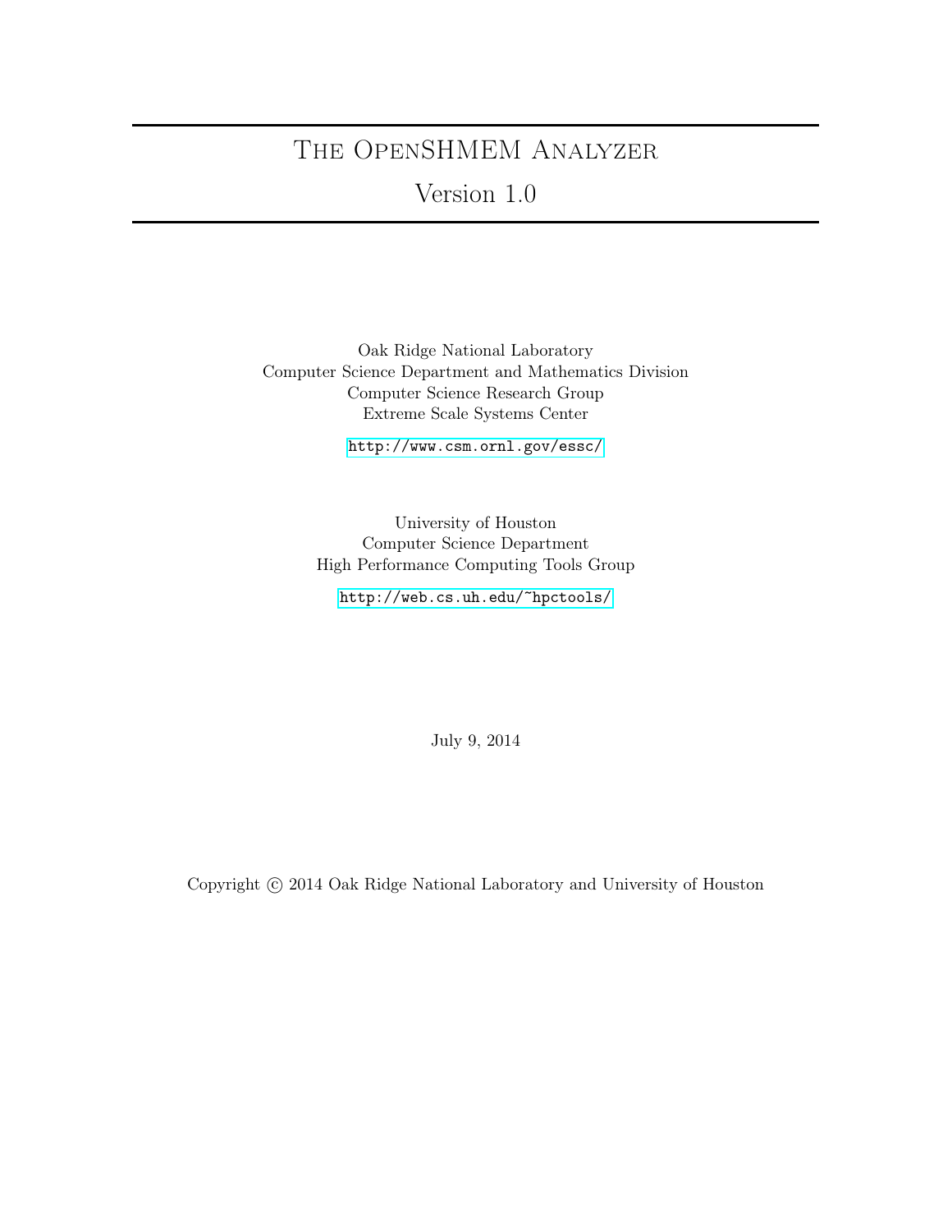# The OpenSHMEM Analyzer

# Version 1.0

Oak Ridge National Laboratory
Computer Science Department and Mathematics Division
Computer Science Research Group
Extreme Scale Systems Center

http://www.csm.ornl.gov/essc/

University of Houston
Computer Science Department
High Performance Computing Tools Group

http://web.cs.uh.edu/~hpctools/

July 9, 2014

Copyright © 2014 Oak Ridge National Laboratory and University of Houston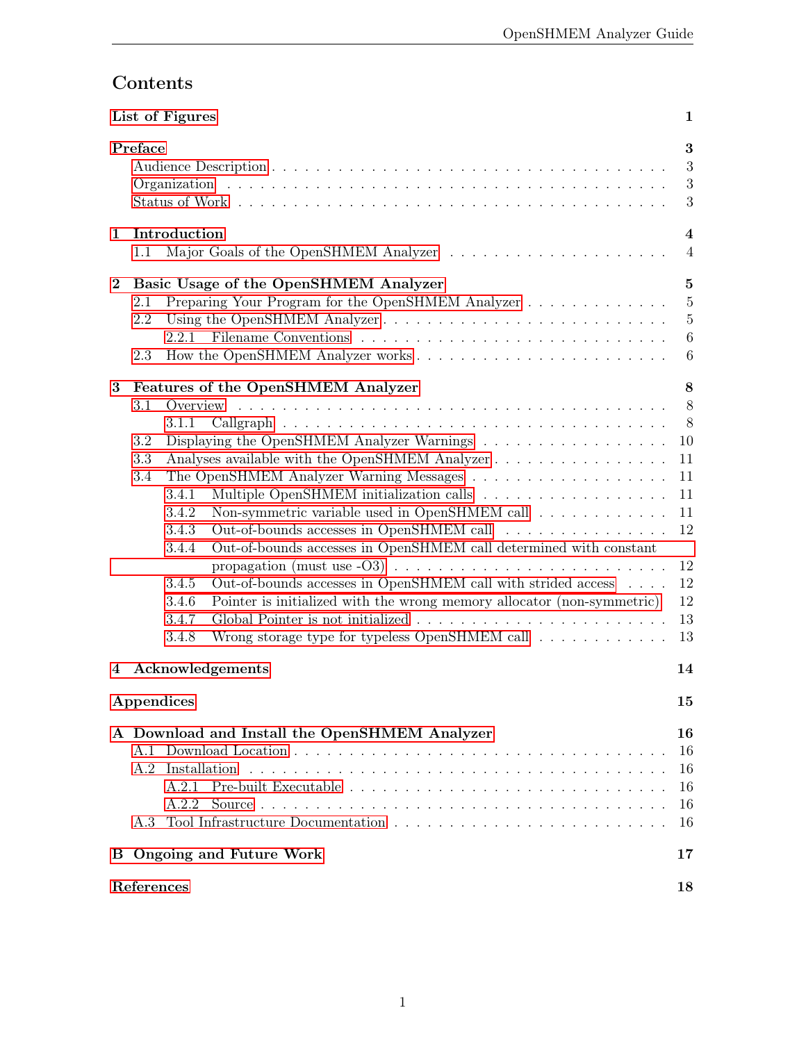# Contents

| | |
|---|---|
| **List of Figures** | **1** |
| **Preface** | **3** |
| Audience Description | 3 |
| Organization | 3 |
| Status of Work | 3 |
| **1 Introduction** | **4** |
| 1.1 Major Goals of the OpenSHMEM Analyzer | 4 |
| **2 Basic Usage of the OpenSHMEM Analyzer** | **5** |
| 2.1 Preparing Your Program for the OpenSHMEM Analyzer | 5 |
| 2.2 Using the OpenSHMEM Analyzer | 5 |
| 2.2.1 Filename Conventions | 6 |
| 2.3 How the OpenSHMEM Analyzer works | 6 |
| **3 Features of the OpenSHMEM Analyzer** | **8** |
| 3.1 Overview | 8 |
| 3.1.1 Callgraph | 8 |
| 3.2 Displaying the OpenSHMEM Analyzer Warnings | 10 |
| 3.3 Analyses available with the OpenSHMEM Analyzer | 11 |
| 3.4 The OpenSHMEM Analyzer Warning Messages | 11 |
| 3.4.1 Multiple OpenSHMEM initialization calls | 11 |
| 3.4.2 Non-symmetric variable used in OpenSHMEM call | 11 |
| 3.4.3 Out-of-bounds accesses in OpenSHMEM call | 12 |
| 3.4.4 Out-of-bounds accesses in OpenSHMEM call determined with constant propagation (must use -O3) | 12 |
| 3.4.5 Out-of-bounds accesses in OpenSHMEM call with strided access | 12 |
| 3.4.6 Pointer is initialized with the wrong memory allocator (non-symmetric) | 12 |
| 3.4.7 Global Pointer is not initialized | 13 |
| 3.4.8 Wrong storage type for typeless OpenSHMEM call | 13 |
| **4 Acknowledgements** | **14** |
| **Appendices** | **15** |
| **A Download and Install the OpenSHMEM Analyzer** | **16** |
| A.1 Download Location | 16 |
| A.2 Installation | 16 |
| A.2.1 Pre-built Executable | 16 |
| A.2.2 Source | 16 |
| A.3 Tool Infrastructure Documentation | 16 |
| **B Ongoing and Future Work** | **17** |
| **References** | **18** |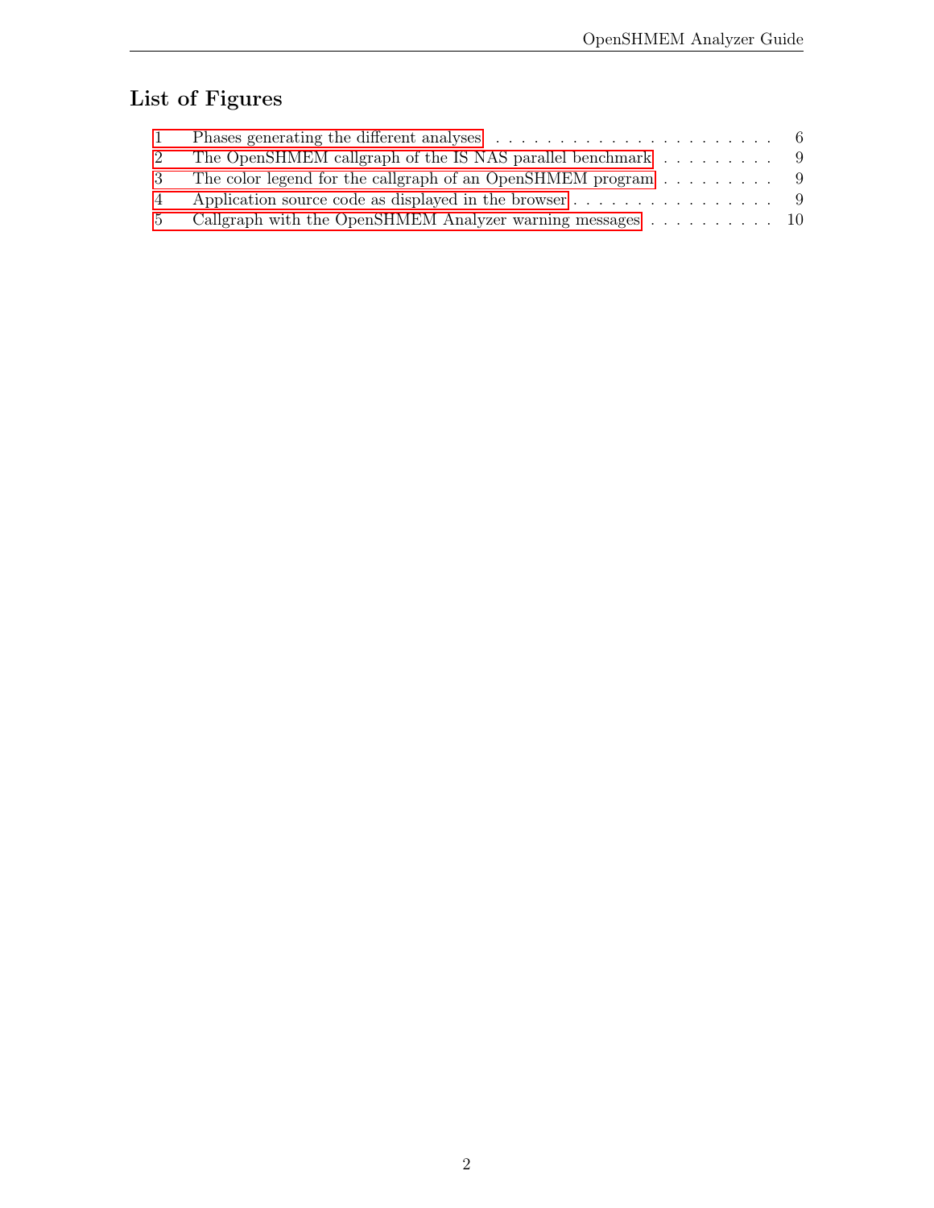# List of Figures

1 Phases generating the different analyses . . . . . . . . . . . . . . . . . . . . . . 6
2 The OpenSHMEM callgraph of the IS NAS parallel benchmark . . . . . . . . . . 9
3 The color legend for the callgraph of an OpenSHMEM program . . . . . . . . . . 9
4 Application source code as displayed in the browser . . . . . . . . . . . . . . . . . 9
5 Callgraph with the OpenSHMEM Analyzer warning messages . . . . . . . . . . . 10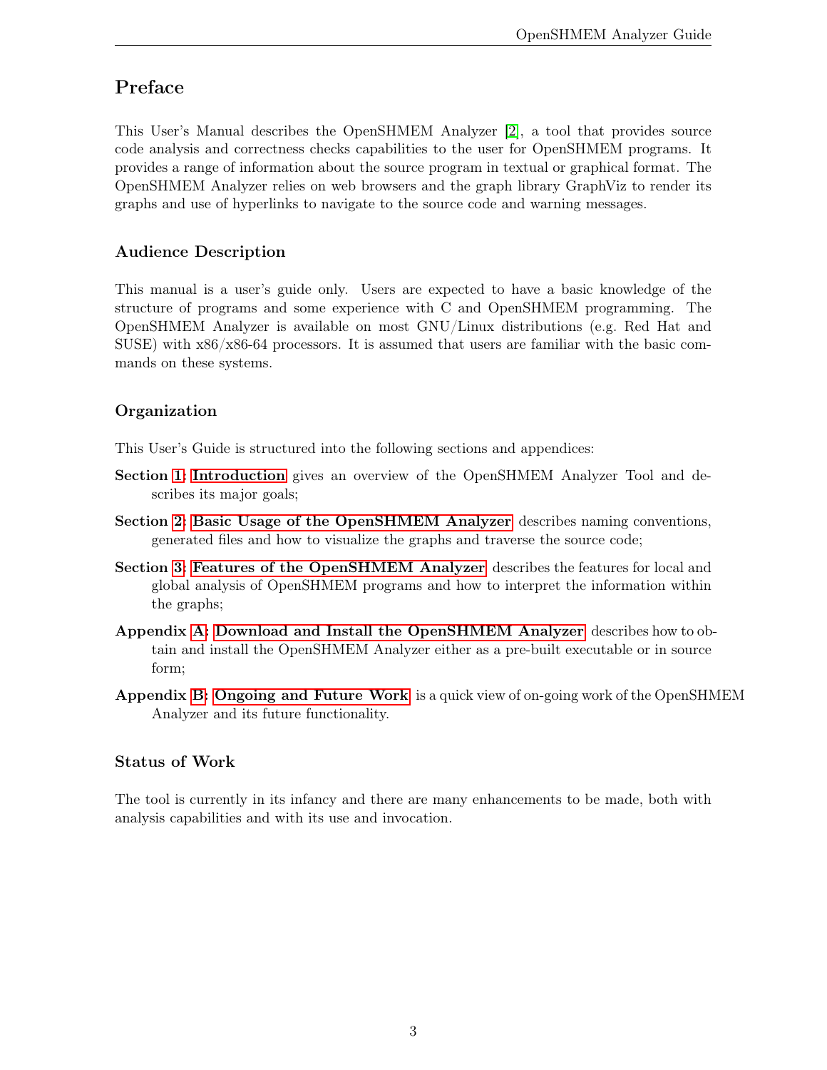# Preface

This User's Manual describes the OpenSHMEM Analyzer [2], a tool that provides source code analysis and correctness checks capabilities to the user for OpenSHMEM programs. It provides a range of information about the source program in textual or graphical format. The OpenSHMEM Analyzer relies on web browsers and the graph library GraphViz to render its graphs and use of hyperlinks to navigate to the source code and warning messages.

## Audience Description

This manual is a user's guide only. Users are expected to have a basic knowledge of the structure of programs and some experience with C and OpenSHMEM programming. The OpenSHMEM Analyzer is available on most GNU/Linux distributions (e.g. Red Hat and SUSE) with x86/x86-64 processors. It is assumed that users are familiar with the basic commands on these systems.

## Organization

This User's Guide is structured into the following sections and appendices:

**Section 1: Introduction** gives an overview of the OpenSHMEM Analyzer Tool and describes its major goals;

**Section 2: Basic Usage of the OpenSHMEM Analyzer** describes naming conventions, generated files and how to visualize the graphs and traverse the source code;

**Section 3: Features of the OpenSHMEM Analyzer** describes the features for local and global analysis of OpenSHMEM programs and how to interpret the information within the graphs;

**Appendix A: Download and Install the OpenSHMEM Analyzer** describes how to obtain and install the OpenSHMEM Analyzer either as a pre-built executable or in source form;

**Appendix B: Ongoing and Future Work** is a quick view of on-going work of the OpenSHMEM Analyzer and its future functionality.

## Status of Work

The tool is currently in its infancy and there are many enhancements to be made, both with analysis capabilities and with its use and invocation.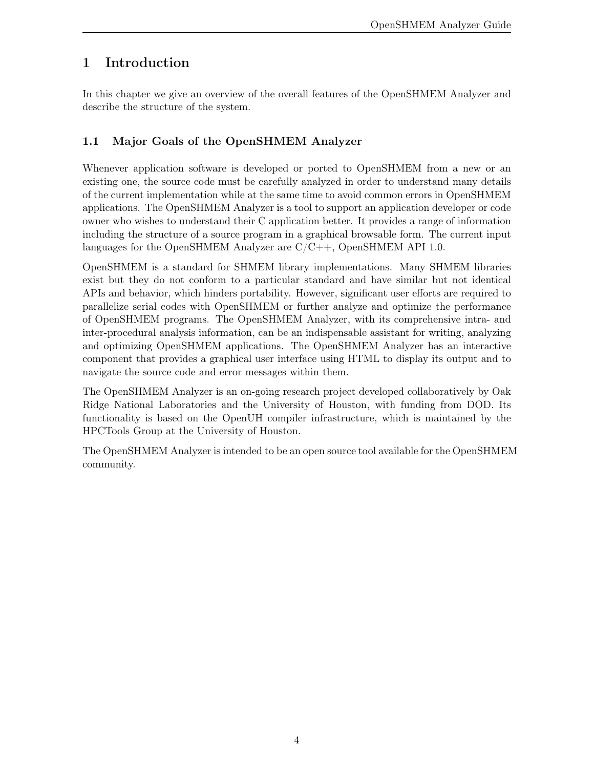# 1 Introduction

In this chapter we give an overview of the overall features of the OpenSHMEM Analyzer and describe the structure of the system.

## 1.1 Major Goals of the OpenSHMEM Analyzer

Whenever application software is developed or ported to OpenSHMEM from a new or an existing one, the source code must be carefully analyzed in order to understand many details of the current implementation while at the same time to avoid common errors in OpenSHMEM applications. The OpenSHMEM Analyzer is a tool to support an application developer or code owner who wishes to understand their C application better. It provides a range of information including the structure of a source program in a graphical browsable form. The current input languages for the OpenSHMEM Analyzer are C/C++, OpenSHMEM API 1.0.

OpenSHMEM is a standard for SHMEM library implementations. Many SHMEM libraries exist but they do not conform to a particular standard and have similar but not identical APIs and behavior, which hinders portability. However, significant user efforts are required to parallelize serial codes with OpenSHMEM or further analyze and optimize the performance of OpenSHMEM programs. The OpenSHMEM Analyzer, with its comprehensive intra- and inter-procedural analysis information, can be an indispensable assistant for writing, analyzing and optimizing OpenSHMEM applications. The OpenSHMEM Analyzer has an interactive component that provides a graphical user interface using HTML to display its output and to navigate the source code and error messages within them.

The OpenSHMEM Analyzer is an on-going research project developed collaboratively by Oak Ridge National Laboratories and the University of Houston, with funding from DOD. Its functionality is based on the OpenUH compiler infrastructure, which is maintained by the HPCTools Group at the University of Houston.

The OpenSHMEM Analyzer is intended to be an open source tool available for the OpenSHMEM community.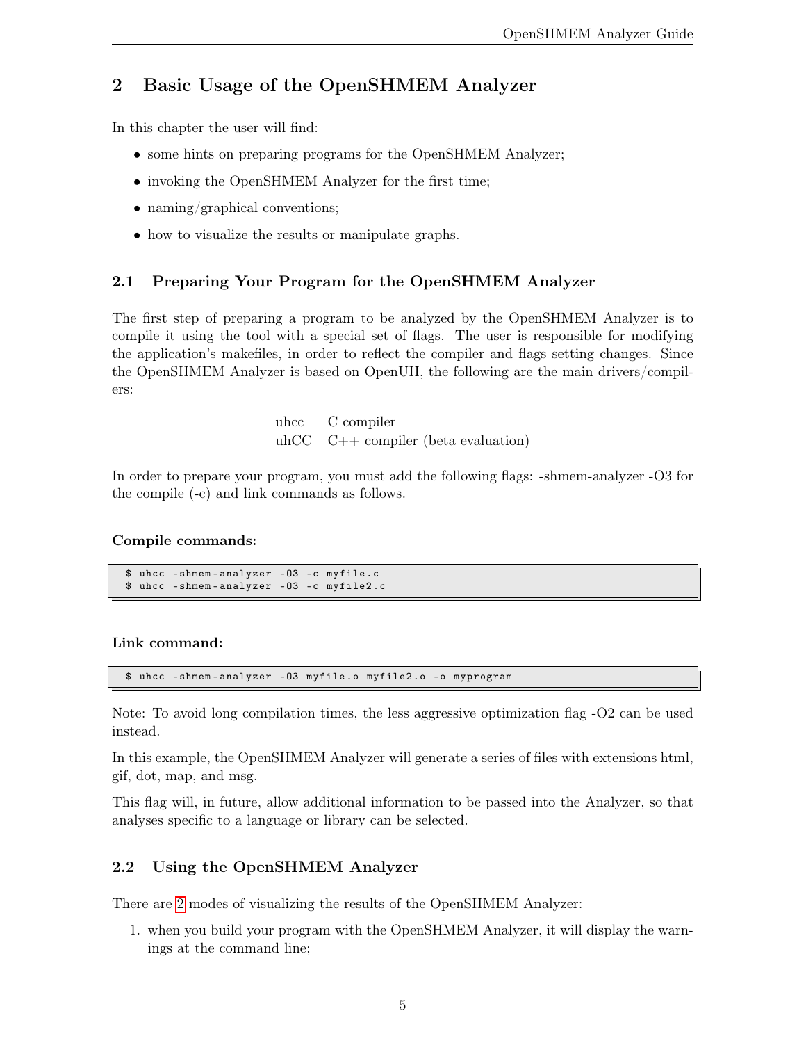## 2 Basic Usage of the OpenSHMEM Analyzer

In this chapter the user will find:

- some hints on preparing programs for the OpenSHMEM Analyzer;
- invoking the OpenSHMEM Analyzer for the first time;
- naming/graphical conventions;
- how to visualize the results or manipulate graphs.

### 2.1 Preparing Your Program for the OpenSHMEM Analyzer

The first step of preparing a program to be analyzed by the OpenSHMEM Analyzer is to compile it using the tool with a special set of flags. The user is responsible for modifying the application's makefiles, in order to reflect the compiler and flags setting changes. Since the OpenSHMEM Analyzer is based on OpenUH, the following are the main drivers/compilers:

| | |
|---|---|
| uhcc | C compiler |
| uhCC | C++ compiler (beta evaluation) |

In order to prepare your program, you must add the following flags: -shmem-analyzer -O3 for the compile (-c) and link commands as follows.

**Compile commands:**

```
$ uhcc -shmem-analyzer -O3 -c myfile.c
$ uhcc -shmem-analyzer -O3 -c myfile2.c
```

**Link command:**

```
$ uhcc -shmem-analyzer -O3 myfile.o myfile2.o -o myprogram
```

Note: To avoid long compilation times, the less aggressive optimization flag -O2 can be used instead.

In this example, the OpenSHMEM Analyzer will generate a series of files with extensions html, gif, dot, map, and msg.

This flag will, in future, allow additional information to be passed into the Analyzer, so that analyses specific to a language or library can be selected.

### 2.2 Using the OpenSHMEM Analyzer

There are 2 modes of visualizing the results of the OpenSHMEM Analyzer:

1. when you build your program with the OpenSHMEM Analyzer, it will display the warnings at the command line;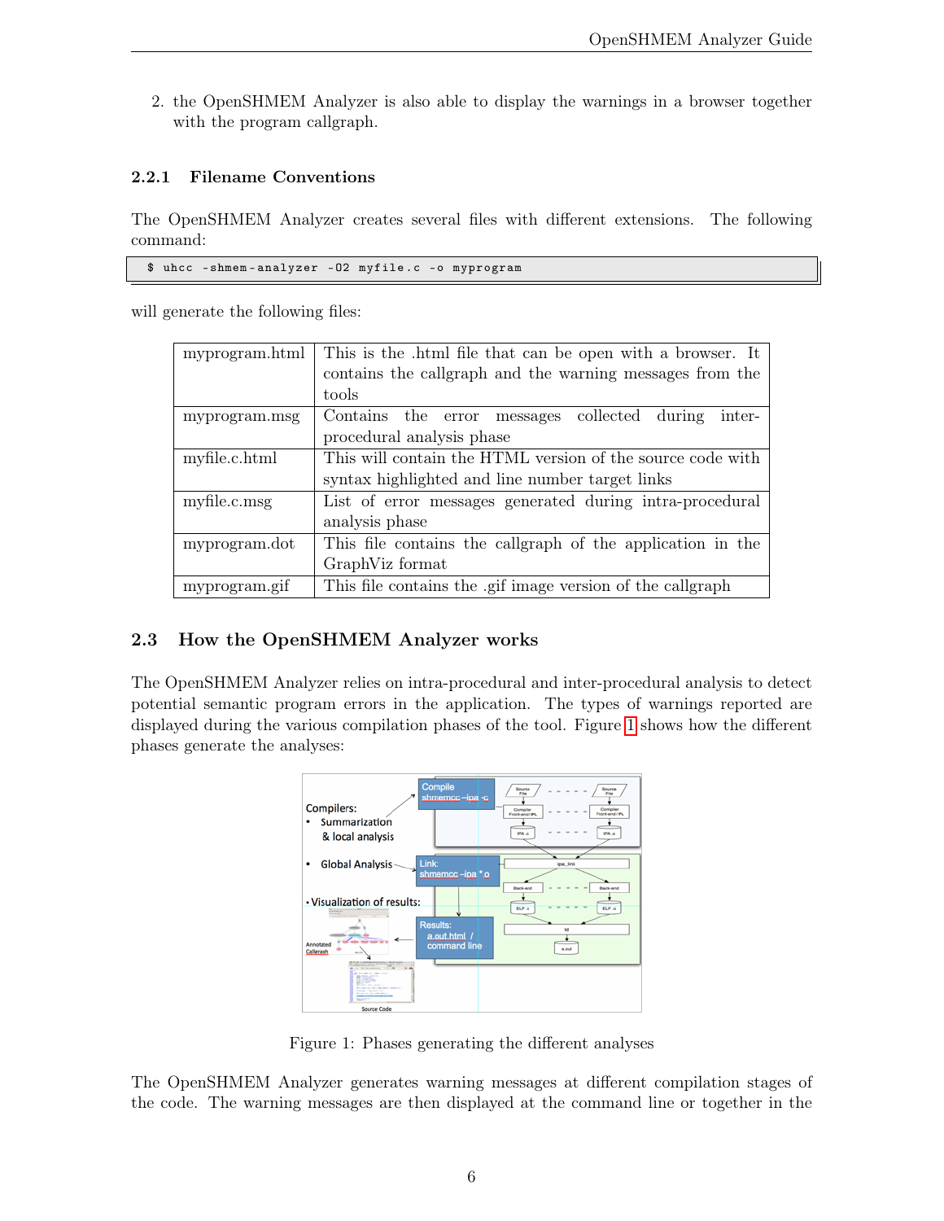2. the OpenSHMEM Analyzer is also able to display the warnings in a browser together with the program callgraph.

### 2.2.1 Filename Conventions

The OpenSHMEM Analyzer creates several files with different extensions. The following command:

```
$ uhcc -shmem-analyzer -O2 myfile.c -o myprogram
```

will generate the following files:

| | |
|---|---|
| myprogram.html | This is the .html file that can be open with a browser. It contains the callgraph and the warning messages from the tools |
| myprogram.msg | Contains the error messages collected during inter-procedural analysis phase |
| myfile.c.html | This will contain the HTML version of the source code with syntax highlighted and line number target links |
| myfile.c.msg | List of error messages generated during intra-procedural analysis phase |
| myprogram.dot | This file contains the callgraph of the application in the GraphViz format |
| myprogram.gif | This file contains the .gif image version of the callgraph |

## 2.3 How the OpenSHMEM Analyzer works

The OpenSHMEM Analyzer relies on intra-procedural and inter-procedural analysis to detect potential semantic program errors in the application. The types of warnings reported are displayed during the various compilation phases of the tool. Figure 1 shows how the different phases generate the analyses:

Figure 1: Phases generating the different analyses

The OpenSHMEM Analyzer generates warning messages at different compilation stages of the code. The warning messages are then displayed at the command line or together in the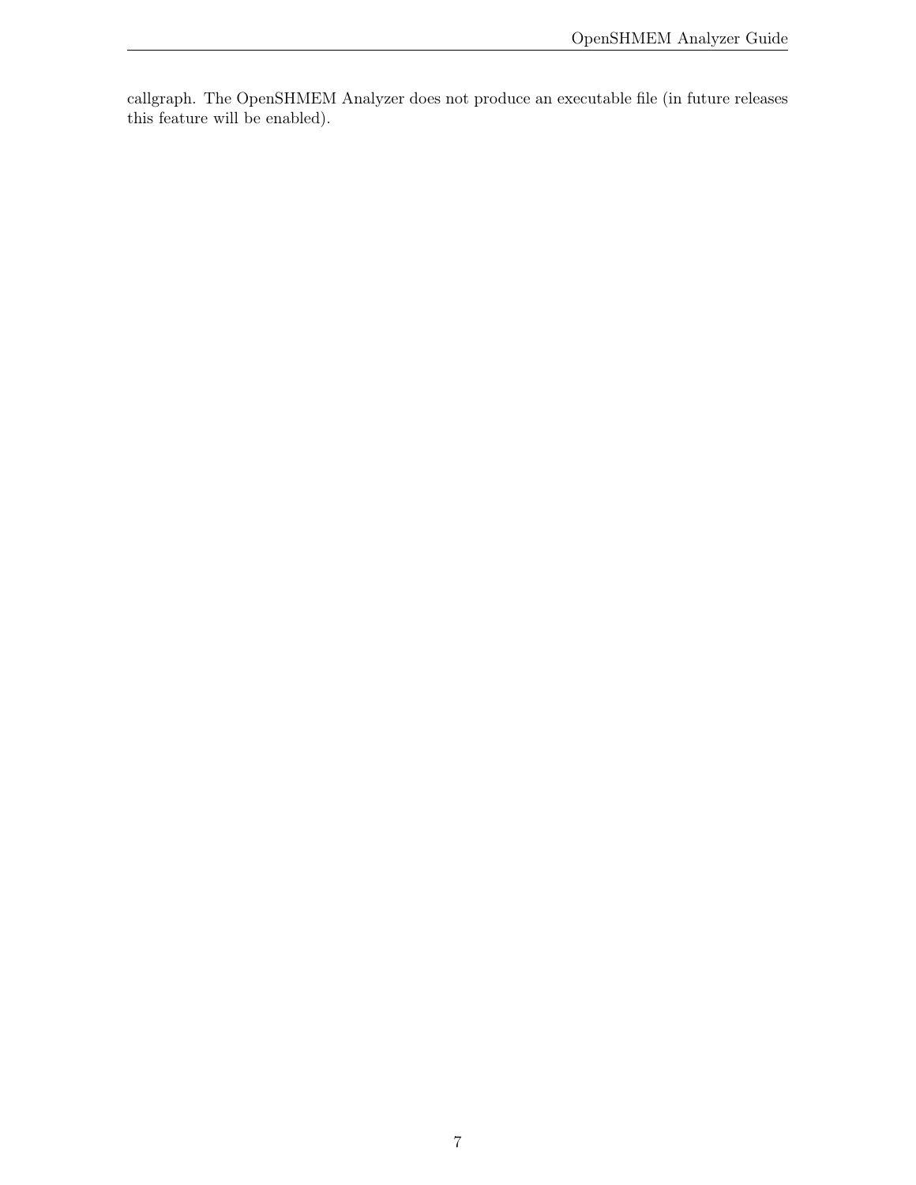callgraph. The OpenSHMEM Analyzer does not produce an executable file (in future releases this feature will be enabled).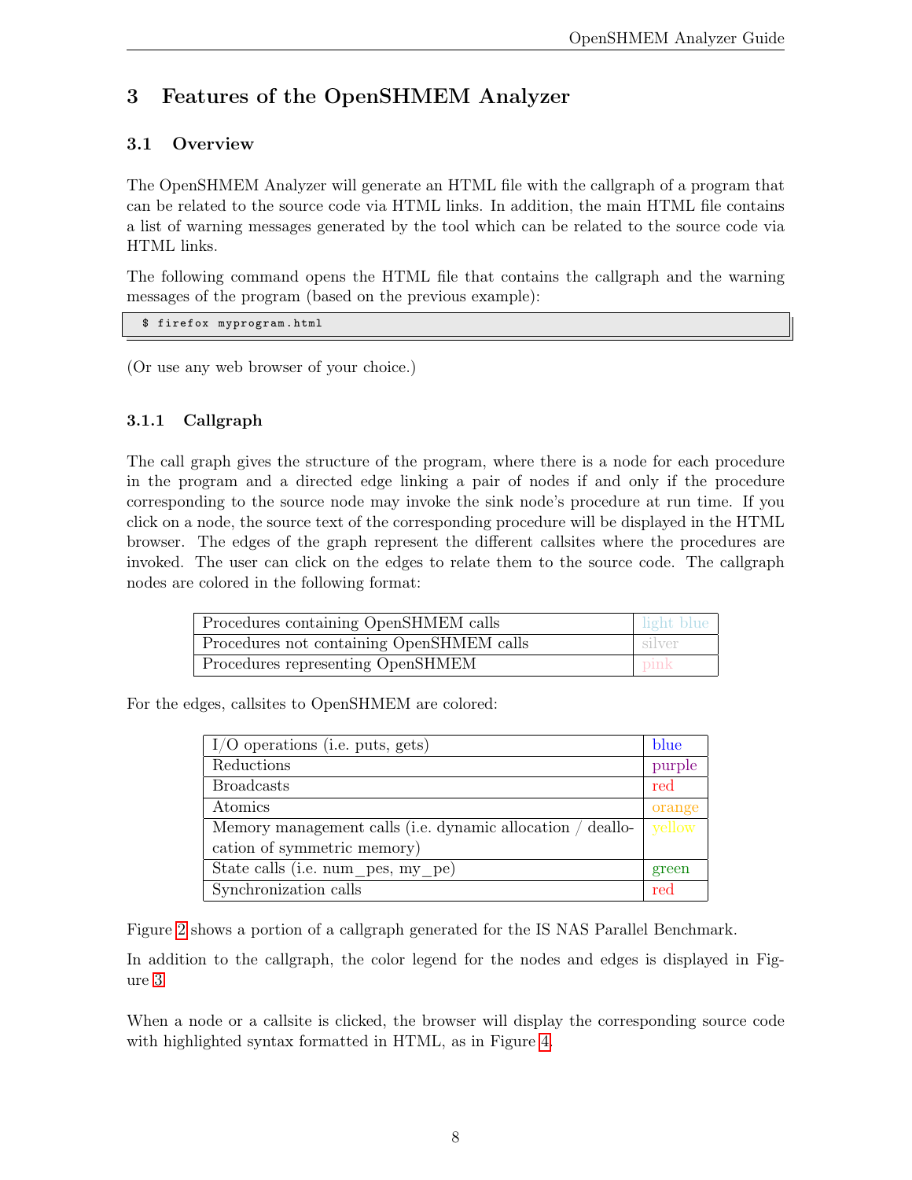## 3 Features of the OpenSHMEM Analyzer

### 3.1 Overview

The OpenSHMEM Analyzer will generate an HTML file with the callgraph of a program that can be related to the source code via HTML links. In addition, the main HTML file contains a list of warning messages generated by the tool which can be related to the source code via HTML links.

The following command opens the HTML file that contains the callgraph and the warning messages of the program (based on the previous example):

```
$ firefox myprogram.html
```

(Or use any web browser of your choice.)

#### 3.1.1 Callgraph

The call graph gives the structure of the program, where there is a node for each procedure in the program and a directed edge linking a pair of nodes if and only if the procedure corresponding to the source node may invoke the sink node's procedure at run time. If you click on a node, the source text of the corresponding procedure will be displayed in the HTML browser. The edges of the graph represent the different callsites where the procedures are invoked. The user can click on the edges to relate them to the source code. The callgraph nodes are colored in the following format:

| Procedures containing OpenSHMEM calls | light blue |
|---|---|
| Procedures not containing OpenSHMEM calls | silver |
| Procedures representing OpenSHMEM | pink |

For the edges, callsites to OpenSHMEM are colored:

| I/O operations (i.e. puts, gets) | blue |
|---|---|
| Reductions | purple |
| Broadcasts | red |
| Atomics | orange |
| Memory management calls (i.e. dynamic allocation / deallocation of symmetric memory) | yellow |
| State calls (i.e. num_pes, my_pe) | green |
| Synchronization calls | red |

Figure 2 shows a portion of a callgraph generated for the IS NAS Parallel Benchmark.

In addition to the callgraph, the color legend for the nodes and edges is displayed in Figure 3.

When a node or a callsite is clicked, the browser will display the corresponding source code with highlighted syntax formatted in HTML, as in Figure 4.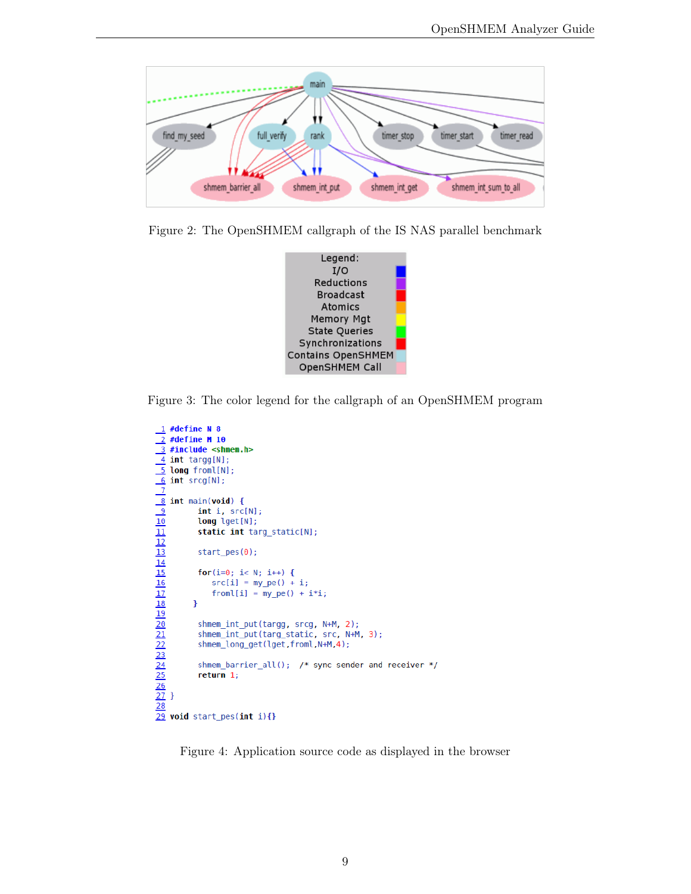Figure 2: The OpenSHMEM callgraph of the IS NAS parallel benchmark

| Legend: | |
|---|---|
| I/O | |
| Reductions | |
| Broadcast | |
| Atomics | |
| Memory Mgt | |
| State Queries | |
| Synchronizations | |
| Contains OpenSHMEM | |
| OpenSHMEM Call | |

Figure 3: The color legend for the callgraph of an OpenSHMEM program

```
1  #define N 8
2  #define M 10
3  #include <shmem.h>
4  int targg[N];
5  long froml[N];
6  int srcg[N];
7
8  int main(void) {
9        int i, src[N];
10       long lget[N];
11       static int targ_static[N];
12
13       start_pes(0);
14
15       for(i=0; i< N; i++) {
16          src[i] = my_pe() + i;
17          froml[i] = my_pe() + i*i;
18       }
19
20       shmem_int_put(targg, srcg, N+M, 2);
21       shmem_int_put(targ_static, src, N+M, 3);
22       shmem_long_get(lget,froml,N+M,4);
23
24       shmem_barrier_all();  /* sync sender and receiver */
25       return 1;
26
27 }
28
29 void start_pes(int i){}
```

Figure 4: Application source code as displayed in the browser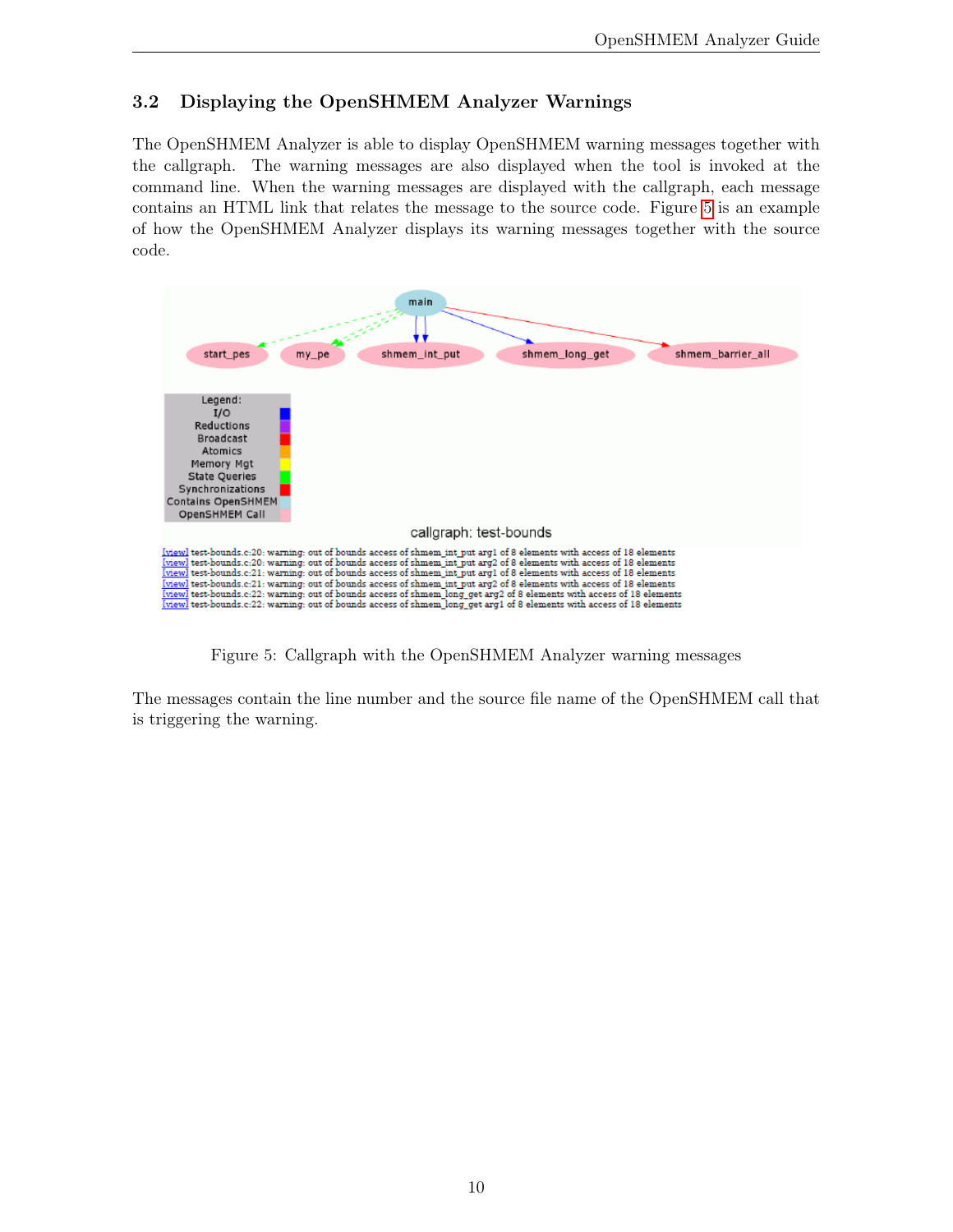### 3.2 Displaying the OpenSHMEM Analyzer Warnings

The OpenSHMEM Analyzer is able to display OpenSHMEM warning messages together with the callgraph. The warning messages are also displayed when the tool is invoked at the command line. When the warning messages are displayed with the callgraph, each message contains an HTML link that relates the message to the source code. Figure 5 is an example of how the OpenSHMEM Analyzer displays its warning messages together with the source code.

[view] test-bounds.c:20: warning: out of bounds access of shmem_int_put arg1 of 8 elements with access of 18 elements
[view] test-bounds.c:20: warning: out of bounds access of shmem_int_put arg2 of 8 elements with access of 18 elements
[view] test-bounds.c:21: warning: out of bounds access of shmem_int_put arg1 of 8 elements with access of 18 elements
[view] test-bounds.c:21: warning: out of bounds access of shmem_int_put arg2 of 8 elements with access of 18 elements
[view] test-bounds.c:22: warning: out of bounds access of shmem_long_get arg2 of 8 elements with access of 18 elements
[view] test-bounds.c:22: warning: out of bounds access of shmem_long_get arg1 of 8 elements with access of 18 elements

Figure 5: Callgraph with the OpenSHMEM Analyzer warning messages

The messages contain the line number and the source file name of the OpenSHMEM call that is triggering the warning.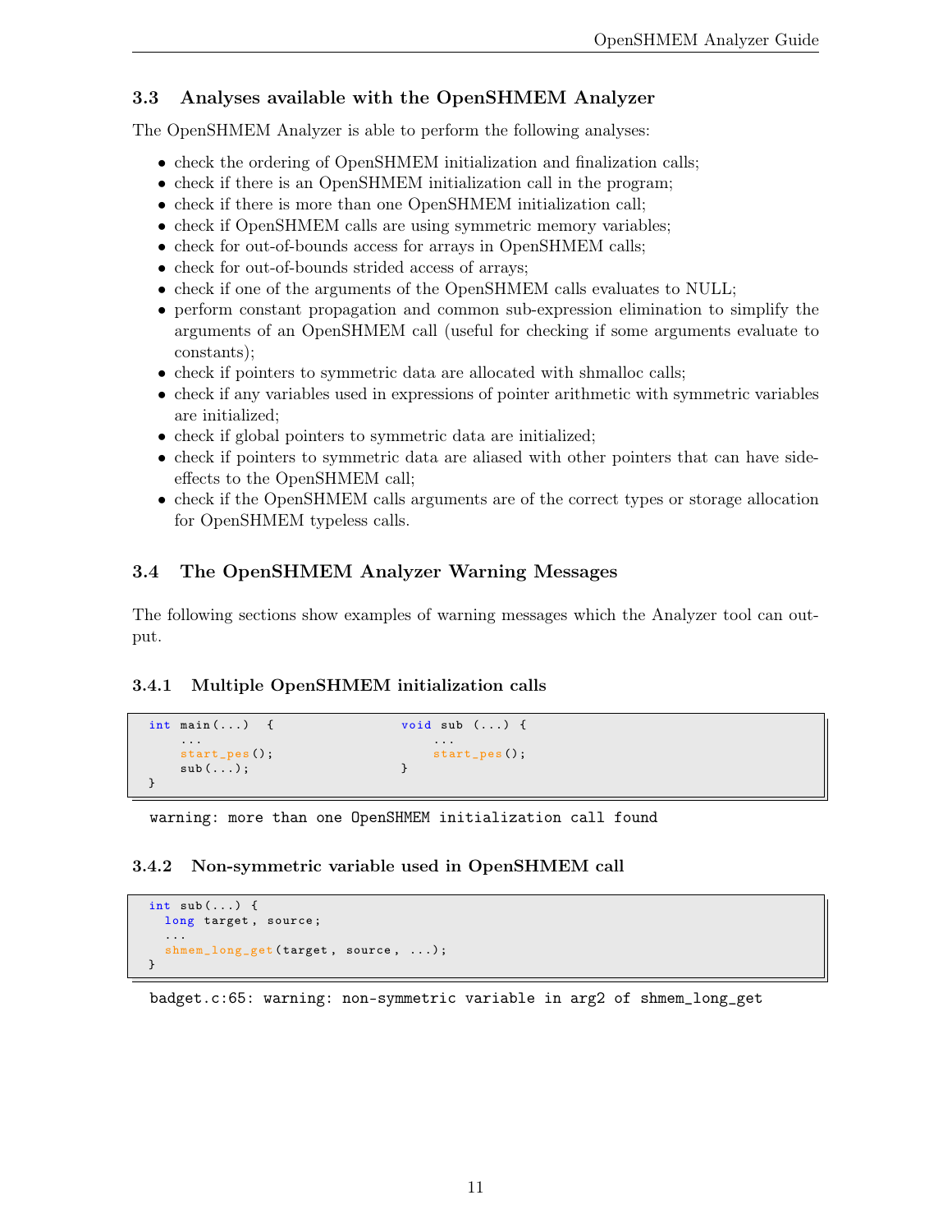### 3.3 Analyses available with the OpenSHMEM Analyzer

The OpenSHMEM Analyzer is able to perform the following analyses:

- check the ordering of OpenSHMEM initialization and finalization calls;
- check if there is an OpenSHMEM initialization call in the program;
- check if there is more than one OpenSHMEM initialization call;
- check if OpenSHMEM calls are using symmetric memory variables;
- check for out-of-bounds access for arrays in OpenSHMEM calls;
- check for out-of-bounds strided access of arrays;
- check if one of the arguments of the OpenSHMEM calls evaluates to NULL;
- perform constant propagation and common sub-expression elimination to simplify the arguments of an OpenSHMEM call (useful for checking if some arguments evaluate to constants);
- check if pointers to symmetric data are allocated with shmalloc calls;
- check if any variables used in expressions of pointer arithmetic with symmetric variables are initialized;
- check if global pointers to symmetric data are initialized;
- check if pointers to symmetric data are aliased with other pointers that can have side-effects to the OpenSHMEM call;
- check if the OpenSHMEM calls arguments are of the correct types or storage allocation for OpenSHMEM typeless calls.

### 3.4 The OpenSHMEM Analyzer Warning Messages

The following sections show examples of warning messages which the Analyzer tool can output.

#### 3.4.1 Multiple OpenSHMEM initialization calls

```
int main(...)  {
    ...
    start_pes();
    sub(...);
}
```

```
void sub (...) {
    ...
    start_pes();
}
```

```
warning: more than one OpenSHMEM initialization call found
```

#### 3.4.2 Non-symmetric variable used in OpenSHMEM call

```
int sub(...) {
  long target, source;
  ...
  shmem_long_get(target, source, ...);
}
```

```
badget.c:65: warning: non-symmetric variable in arg2 of shmem_long_get
```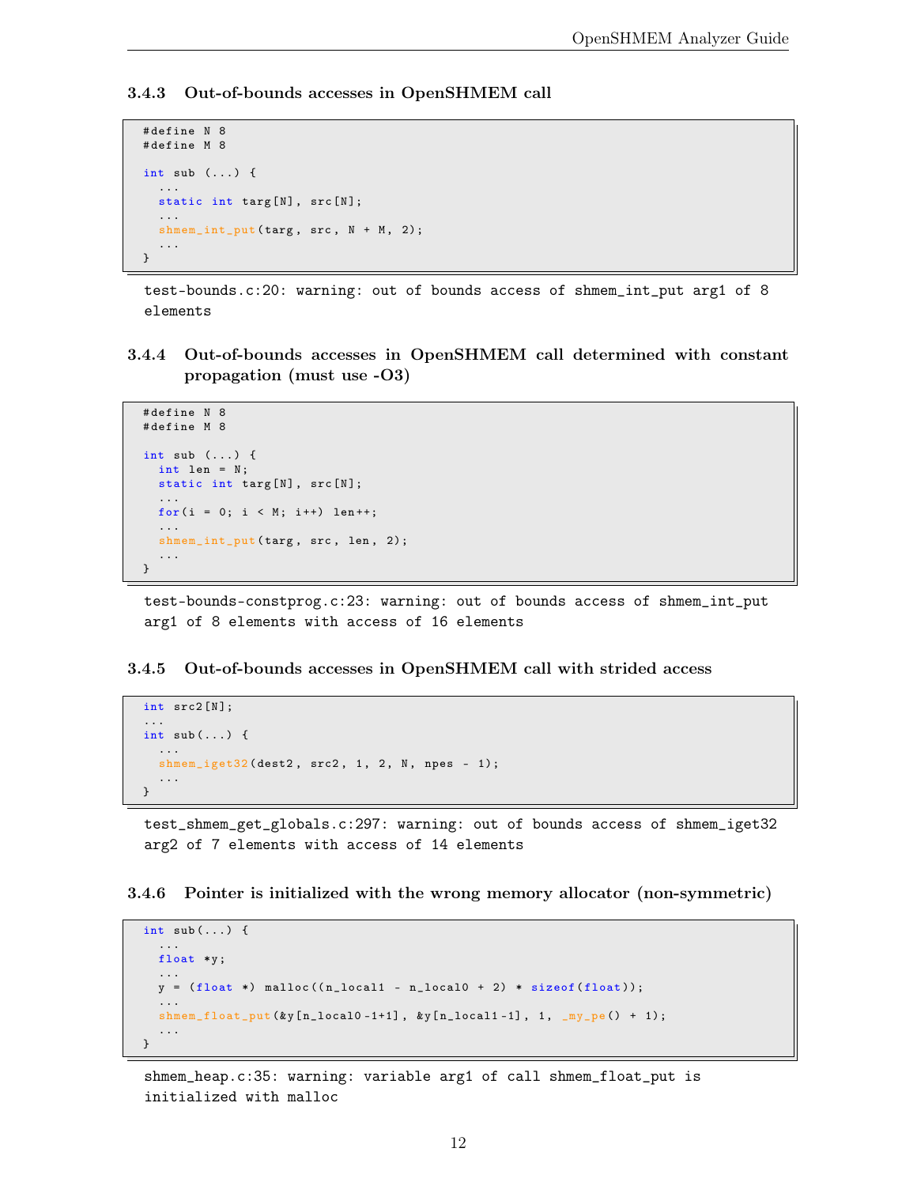#### 3.4.3 Out-of-bounds accesses in OpenSHMEM call

```
#define N 8
#define M 8

int sub (...) {
  ...
  static int targ[N], src[N];
  ...
  shmem_int_put(targ, src, N + M, 2);
  ...
}
```

```
test-bounds.c:20: warning: out of bounds access of shmem_int_put arg1 of 8
elements
```

#### 3.4.4 Out-of-bounds accesses in OpenSHMEM call determined with constant propagation (must use -O3)

```
#define N 8
#define M 8

int sub (...) {
  int len = N;
  static int targ[N], src[N];
  ...
  for(i = 0; i < M; i++) len++;
  ...
  shmem_int_put(targ, src, len, 2);
  ...
}
```

```
test-bounds-constprog.c:23: warning: out of bounds access of shmem_int_put
arg1 of 8 elements with access of 16 elements
```

#### 3.4.5 Out-of-bounds accesses in OpenSHMEM call with strided access

```
int src2[N];
...
int sub(...) {
  ...
  shmem_iget32(dest2, src2, 1, 2, N, npes - 1);
  ...
}
```

```
test_shmem_get_globals.c:297: warning: out of bounds access of shmem_iget32
arg2 of 7 elements with access of 14 elements
```

#### 3.4.6 Pointer is initialized with the wrong memory allocator (non-symmetric)

```
int sub(...) {
  ...
  float *y;
  ...
  y = (float *) malloc((n_local1 - n_local0 + 2) * sizeof(float));
  ...
  shmem_float_put(&y[n_local0-1+1], &y[n_local1-1], 1, _my_pe() + 1);
  ...
}
```

```
shmem_heap.c:35: warning: variable arg1 of call shmem_float_put is
initialized with malloc
```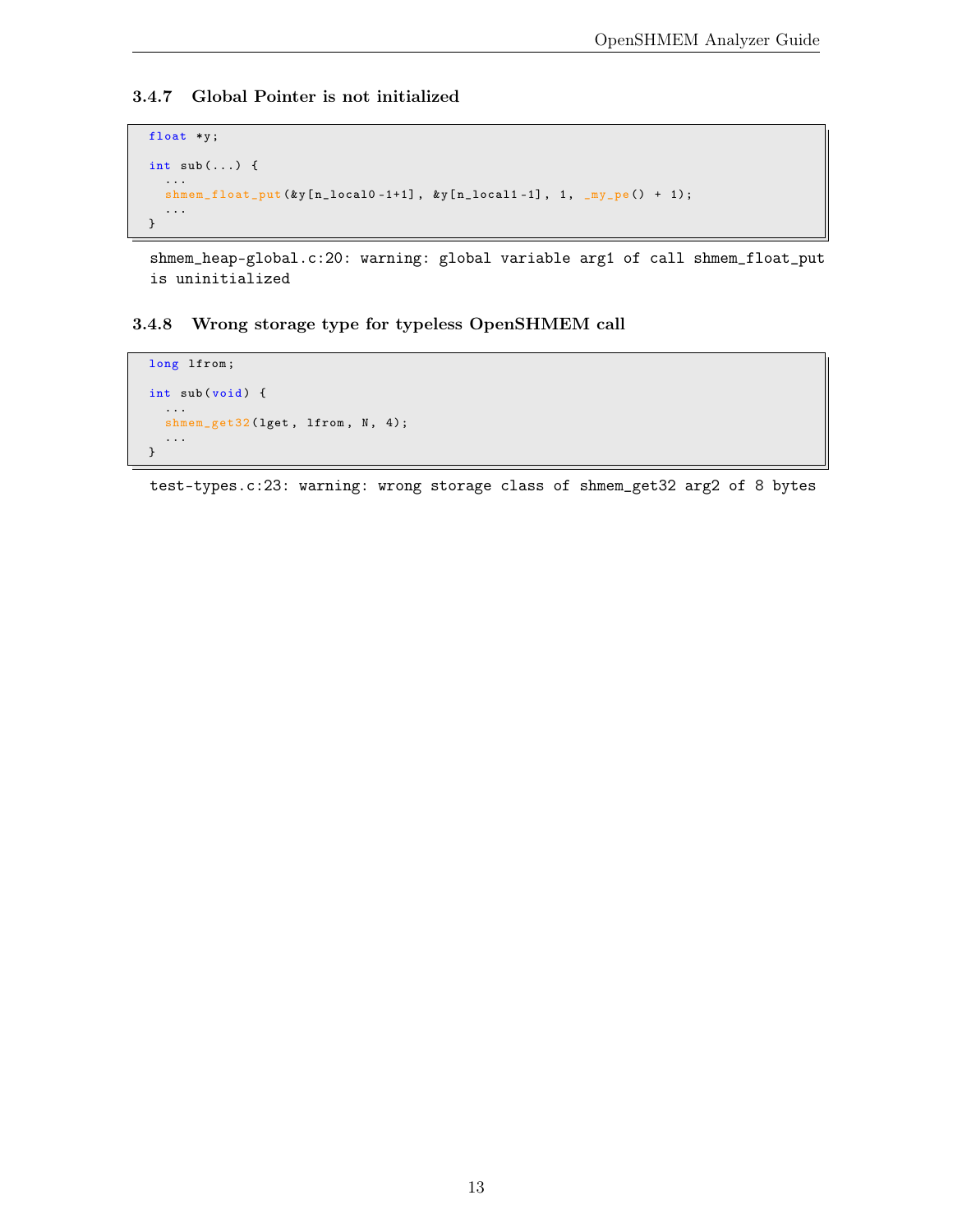### 3.4.7 Global Pointer is not initialized

```
float *y;

int sub(...) {
  ...
  shmem_float_put(&y[n_local0-1+1], &y[n_local1-1], 1, _my_pe() + 1);
  ...
}
```

```
shmem_heap-global.c:20: warning: global variable arg1 of call shmem_float_put
is uninitialized
```

### 3.4.8 Wrong storage type for typeless OpenSHMEM call

```
long lfrom;

int sub(void) {
  ...
  shmem_get32(lget, lfrom, N, 4);
  ...
}
```

```
test-types.c:23: warning: wrong storage class of shmem_get32 arg2 of 8 bytes
```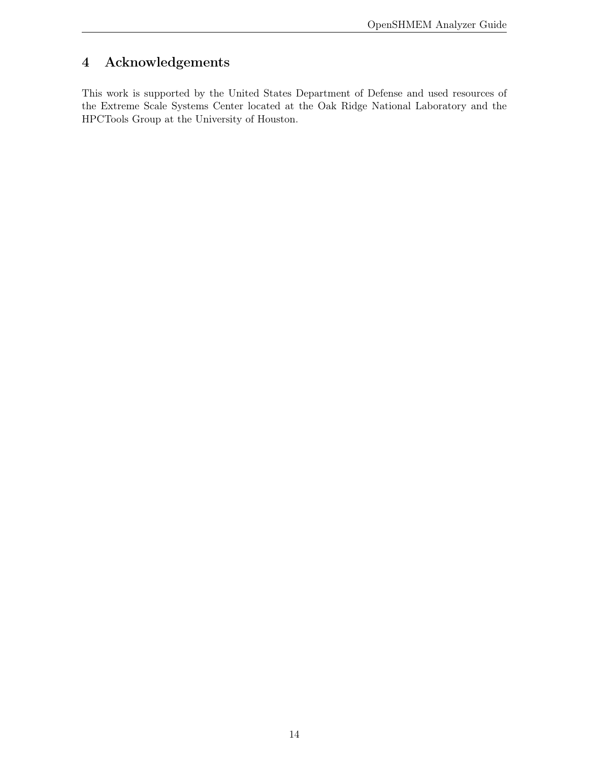# 4 Acknowledgements

This work is supported by the United States Department of Defense and used resources of the Extreme Scale Systems Center located at the Oak Ridge National Laboratory and the HPCTools Group at the University of Houston.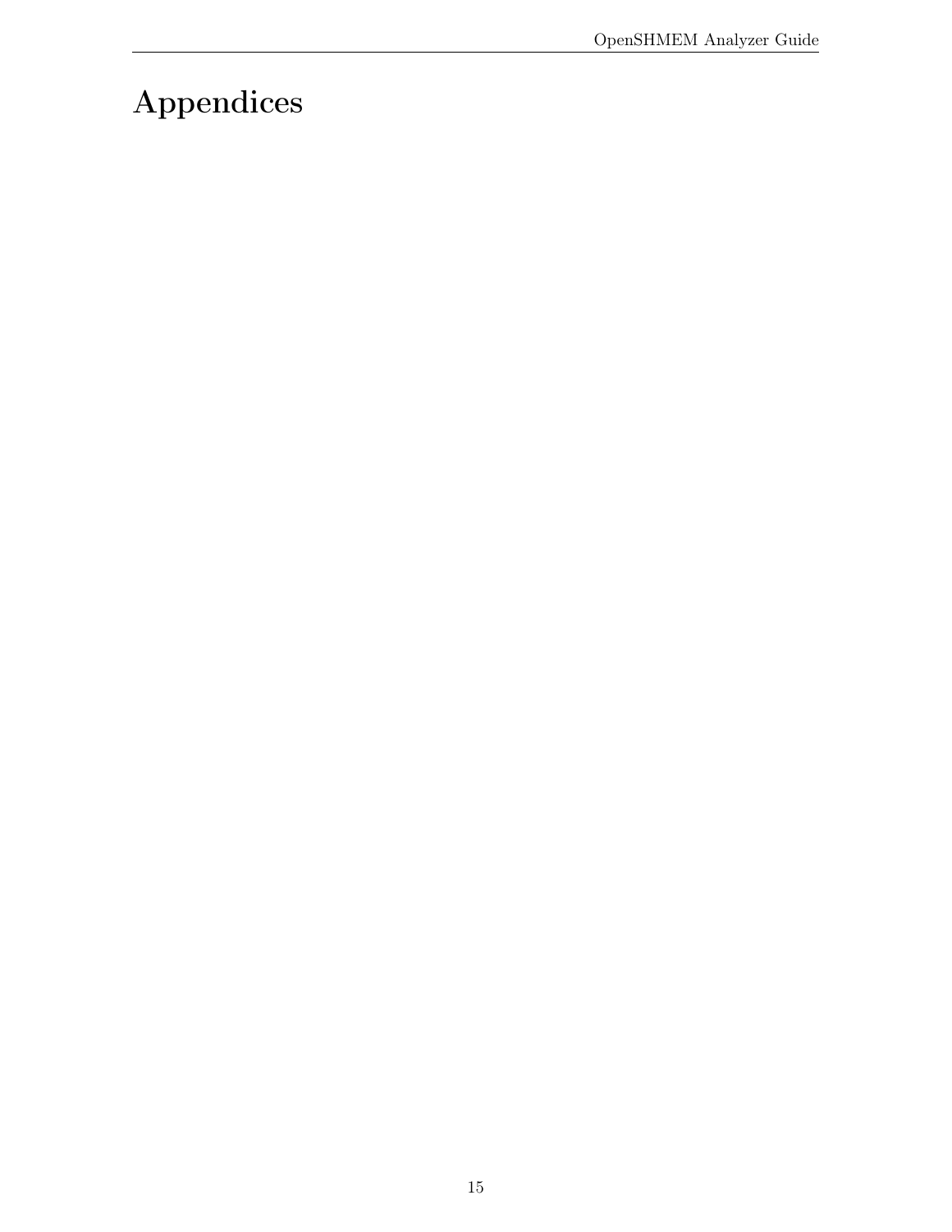# Appendices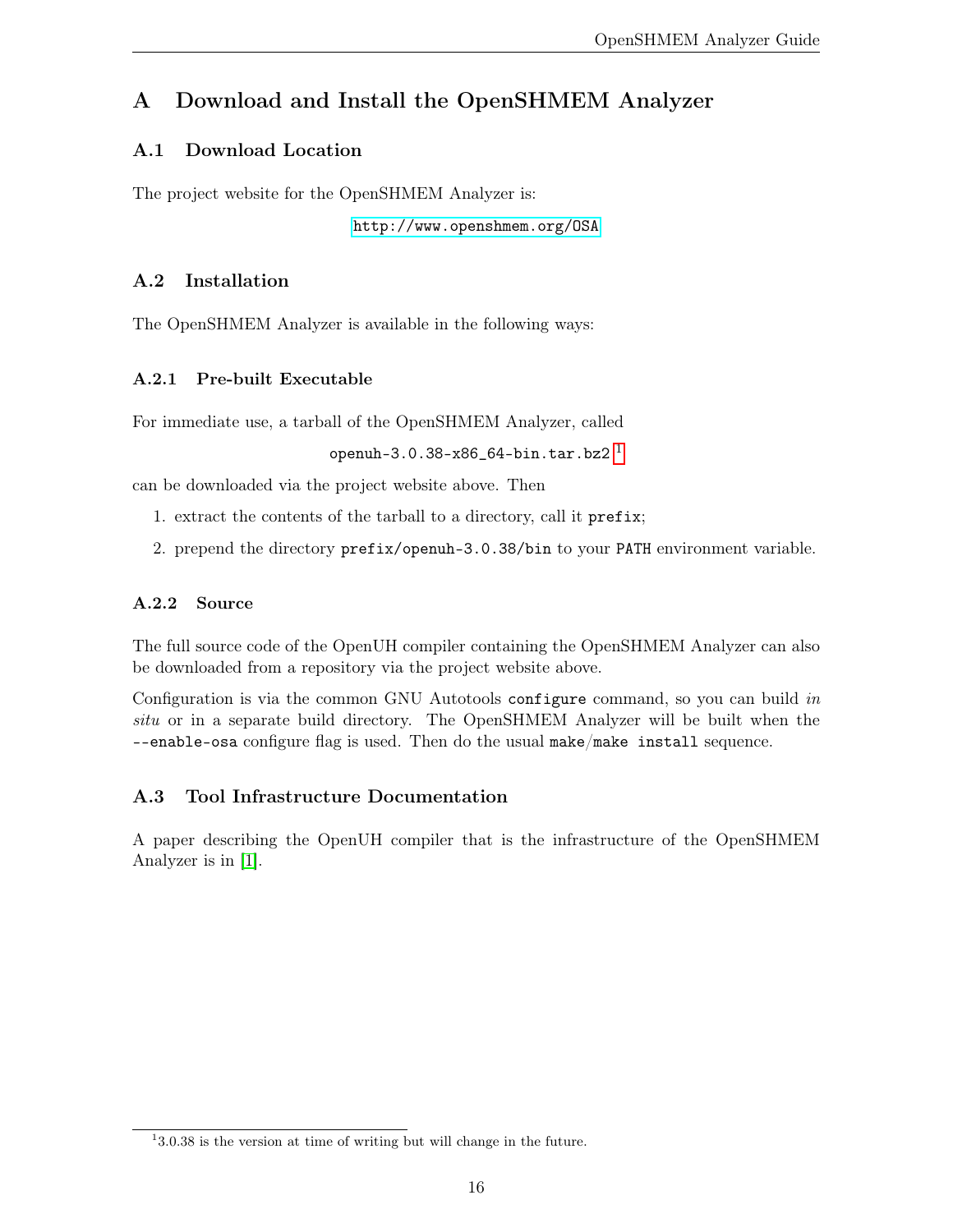# A Download and Install the OpenSHMEM Analyzer

## A.1 Download Location

The project website for the OpenSHMEM Analyzer is:

http://www.openshmem.org/OSA

## A.2 Installation

The OpenSHMEM Analyzer is available in the following ways:

### A.2.1 Pre-built Executable

For immediate use, a tarball of the OpenSHMEM Analyzer, called

`openuh-3.0.38-x86_64-bin.tar.bz2` [1]

can be downloaded via the project website above. Then

1. extract the contents of the tarball to a directory, call it `prefix`;
2. prepend the directory `prefix/openuh-3.0.38/bin` to your `PATH` environment variable.

### A.2.2 Source

The full source code of the OpenUH compiler containing the OpenSHMEM Analyzer can also be downloaded from a repository via the project website above.

Configuration is via the common GNU Autotools `configure` command, so you can build *in situ* or in a separate build directory. The OpenSHMEM Analyzer will be built when the `--enable-osa` configure flag is used. Then do the usual `make`/`make install` sequence.

## A.3 Tool Infrastructure Documentation

A paper describing the OpenUH compiler that is the infrastructure of the OpenSHMEM Analyzer is in [1].

---

[1] 3.0.38 is the version at time of writing but will change in the future.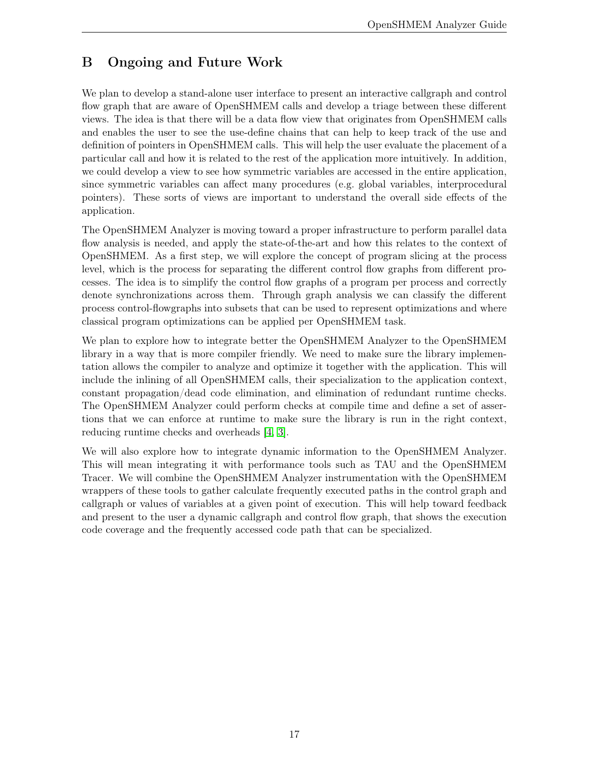## B Ongoing and Future Work

We plan to develop a stand-alone user interface to present an interactive callgraph and control flow graph that are aware of OpenSHMEM calls and develop a triage between these different views. The idea is that there will be a data flow view that originates from OpenSHMEM calls and enables the user to see the use-define chains that can help to keep track of the use and definition of pointers in OpenSHMEM calls. This will help the user evaluate the placement of a particular call and how it is related to the rest of the application more intuitively. In addition, we could develop a view to see how symmetric variables are accessed in the entire application, since symmetric variables can affect many procedures (e.g. global variables, interprocedural pointers). These sorts of views are important to understand the overall side effects of the application.

The OpenSHMEM Analyzer is moving toward a proper infrastructure to perform parallel data flow analysis is needed, and apply the state-of-the-art and how this relates to the context of OpenSHMEM. As a first step, we will explore the concept of program slicing at the process level, which is the process for separating the different control flow graphs from different processes. The idea is to simplify the control flow graphs of a program per process and correctly denote synchronizations across them. Through graph analysis we can classify the different process control-flowgraphs into subsets that can be used to represent optimizations and where classical program optimizations can be applied per OpenSHMEM task.

We plan to explore how to integrate better the OpenSHMEM Analyzer to the OpenSHMEM library in a way that is more compiler friendly. We need to make sure the library implementation allows the compiler to analyze and optimize it together with the application. This will include the inlining of all OpenSHMEM calls, their specialization to the application context, constant propagation/dead code elimination, and elimination of redundant runtime checks. The OpenSHMEM Analyzer could perform checks at compile time and define a set of assertions that we can enforce at runtime to make sure the library is run in the right context, reducing runtime checks and overheads [4, 3].

We will also explore how to integrate dynamic information to the OpenSHMEM Analyzer. This will mean integrating it with performance tools such as TAU and the OpenSHMEM Tracer. We will combine the OpenSHMEM Analyzer instrumentation with the OpenSHMEM wrappers of these tools to gather calculate frequently executed paths in the control graph and callgraph or values of variables at a given point of execution. This will help toward feedback and present to the user a dynamic callgraph and control flow graph, that shows the execution code coverage and the frequently accessed code path that can be specialized.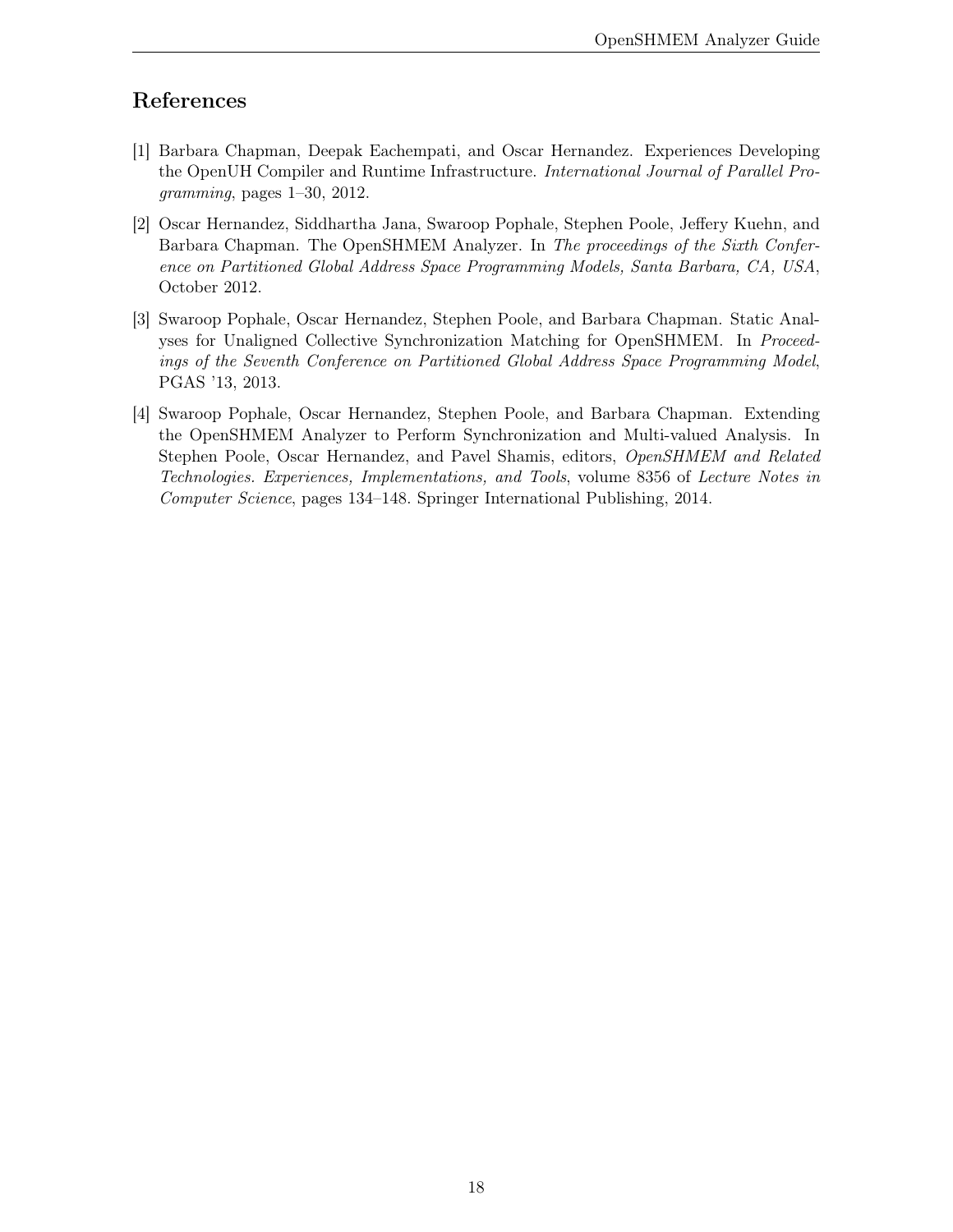## References

[1] Barbara Chapman, Deepak Eachempati, and Oscar Hernandez. Experiences Developing the OpenUH Compiler and Runtime Infrastructure. *International Journal of Parallel Programming*, pages 1–30, 2012.

[2] Oscar Hernandez, Siddhartha Jana, Swaroop Pophale, Stephen Poole, Jeffery Kuehn, and Barbara Chapman. The OpenSHMEM Analyzer. In *The proceedings of the Sixth Conference on Partitioned Global Address Space Programming Models, Santa Barbara, CA, USA*, October 2012.

[3] Swaroop Pophale, Oscar Hernandez, Stephen Poole, and Barbara Chapman. Static Analyses for Unaligned Collective Synchronization Matching for OpenSHMEM. In *Proceedings of the Seventh Conference on Partitioned Global Address Space Programming Model*, PGAS '13, 2013.

[4] Swaroop Pophale, Oscar Hernandez, Stephen Poole, and Barbara Chapman. Extending the OpenSHMEM Analyzer to Perform Synchronization and Multi-valued Analysis. In Stephen Poole, Oscar Hernandez, and Pavel Shamis, editors, *OpenSHMEM and Related Technologies. Experiences, Implementations, and Tools*, volume 8356 of *Lecture Notes in Computer Science*, pages 134–148. Springer International Publishing, 2014.